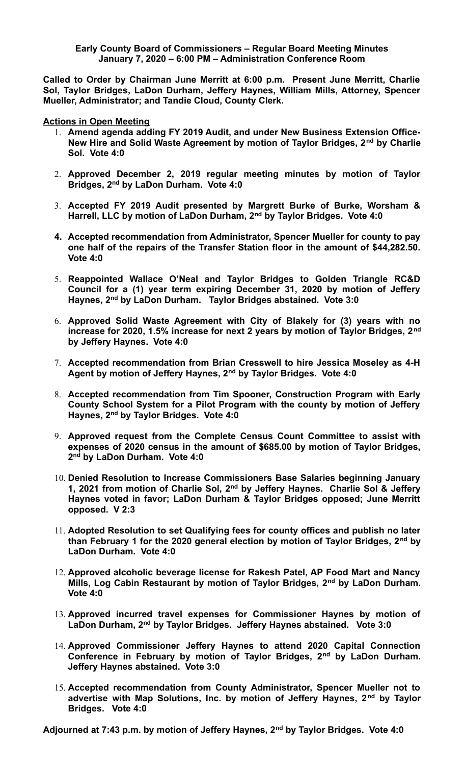**Early County Board of Commissioners – Regular Board Meeting Minutes**
**January 7, 2020 – 6:00 PM – Administration Conference Room**

**Called to Order by Chairman June Merritt at 6:00 p.m. Present June Merritt, Charlie Sol, Taylor Bridges, LaDon Durham, Jeffery Haynes, William Mills, Attorney, Spencer Mueller, Administrator; and Tandie Cloud, County Clerk.**

**Actions in Open Meeting**

1. **Amend agenda adding FY 2019 Audit, and under New Business Extension Office-New Hire and Solid Waste Agreement by motion of Taylor Bridges, 2nd by Charlie Sol. Vote 4:0**
2. **Approved December 2, 2019 regular meeting minutes by motion of Taylor Bridges, 2nd by LaDon Durham. Vote 4:0**
3. **Accepted FY 2019 Audit presented by Margrett Burke of Burke, Worsham & Harrell, LLC by motion of LaDon Durham, 2nd by Taylor Bridges. Vote 4:0**
4. **Accepted recommendation from Administrator, Spencer Mueller for county to pay one half of the repairs of the Transfer Station floor in the amount of $44,282.50. Vote 4:0**
5. **Reappointed Wallace O'Neal and Taylor Bridges to Golden Triangle RC&D Council for a (1) year term expiring December 31, 2020 by motion of Jeffery Haynes, 2nd by LaDon Durham. Taylor Bridges abstained. Vote 3:0**
6. **Approved Solid Waste Agreement with City of Blakely for (3) years with no increase for 2020, 1.5% increase for next 2 years by motion of Taylor Bridges, 2nd by Jeffery Haynes. Vote 4:0**
7. **Accepted recommendation from Brian Cresswell to hire Jessica Moseley as 4-H Agent by motion of Jeffery Haynes, 2nd by Taylor Bridges. Vote 4:0**
8. **Accepted recommendation from Tim Spooner, Construction Program with Early County School System for a Pilot Program with the county by motion of Jeffery Haynes, 2nd by Taylor Bridges. Vote 4:0**
9. **Approved request from the Complete Census Count Committee to assist with expenses of 2020 census in the amount of $685.00 by motion of Taylor Bridges, 2nd by LaDon Durham. Vote 4:0**
10. **Denied Resolution to Increase Commissioners Base Salaries beginning January 1, 2021 from motion of Charlie Sol, 2nd by Jeffery Haynes. Charlie Sol & Jeffery Haynes voted in favor; LaDon Durham & Taylor Bridges opposed; June Merritt opposed. V 2:3**
11. **Adopted Resolution to set Qualifying fees for county offices and publish no later than February 1 for the 2020 general election by motion of Taylor Bridges, 2nd by LaDon Durham. Vote 4:0**
12. **Approved alcoholic beverage license for Rakesh Patel, AP Food Mart and Nancy Mills, Log Cabin Restaurant by motion of Taylor Bridges, 2nd by LaDon Durham. Vote 4:0**
13. **Approved incurred travel expenses for Commissioner Haynes by motion of LaDon Durham, 2nd by Taylor Bridges. Jeffery Haynes abstained. Vote 3:0**
14. **Approved Commissioner Jeffery Haynes to attend 2020 Capital Connection Conference in February by motion of Taylor Bridges, 2nd by LaDon Durham. Jeffery Haynes abstained. Vote 3:0**
15. **Accepted recommendation from County Administrator, Spencer Mueller not to advertise with Map Solutions, Inc. by motion of Jeffery Haynes, 2nd by Taylor Bridges. Vote 4:0**

**Adjourned at 7:43 p.m. by motion of Jeffery Haynes, 2nd by Taylor Bridges. Vote 4:0**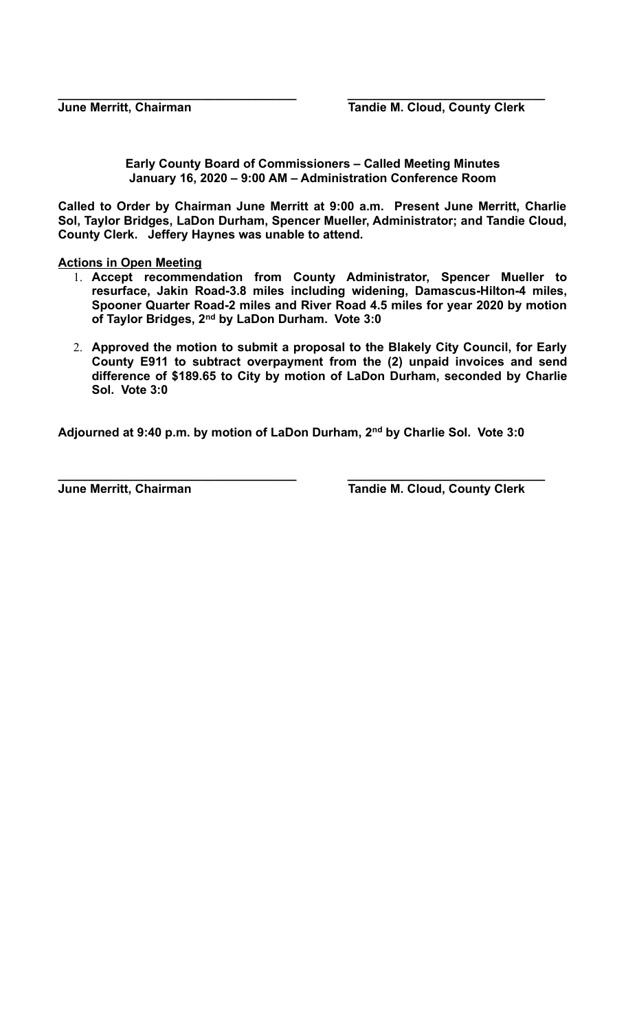\_\_\_\_\_\_\_\_\_\_\_\_\_\_\_\_\_\_\_\_\_\_\_\_\_\_\_\_\_\_\_\_\_\_\_ \_\_\_\_\_\_\_\_\_\_\_\_\_\_\_\_\_\_\_\_\_\_\_\_\_\_\_\_\_\_

**June Merritt, Chairman** **Tandie M. Cloud, County Clerk**

**Early County Board of Commissioners – Called Meeting Minutes**
**January 16, 2020 – 9:00 AM – Administration Conference Room**

**Called to Order by Chairman June Merritt at 9:00 a.m. Present June Merritt, Charlie Sol, Taylor Bridges, LaDon Durham, Spencer Mueller, Administrator; and Tandie Cloud, County Clerk. Jeffery Haynes was unable to attend.**

**Actions in Open Meeting**

1. **Accept recommendation from County Administrator, Spencer Mueller to resurface, Jakin Road-3.8 miles including widening, Damascus-Hilton-4 miles, Spooner Quarter Road-2 miles and River Road 4.5 miles for year 2020 by motion of Taylor Bridges, 2nd by LaDon Durham. Vote 3:0**

2. **Approved the motion to submit a proposal to the Blakely City Council, for Early County E911 to subtract overpayment from the (2) unpaid invoices and send difference of $189.65 to City by motion of LaDon Durham, seconded by Charlie Sol. Vote 3:0**

**Adjourned at 9:40 p.m. by motion of LaDon Durham, 2nd by Charlie Sol. Vote 3:0**

\_\_\_\_\_\_\_\_\_\_\_\_\_\_\_\_\_\_\_\_\_\_\_\_\_\_\_\_\_\_\_\_\_\_\_ \_\_\_\_\_\_\_\_\_\_\_\_\_\_\_\_\_\_\_\_\_\_\_\_\_\_\_\_\_\_

**June Merritt, Chairman** **Tandie M. Cloud, County Clerk**